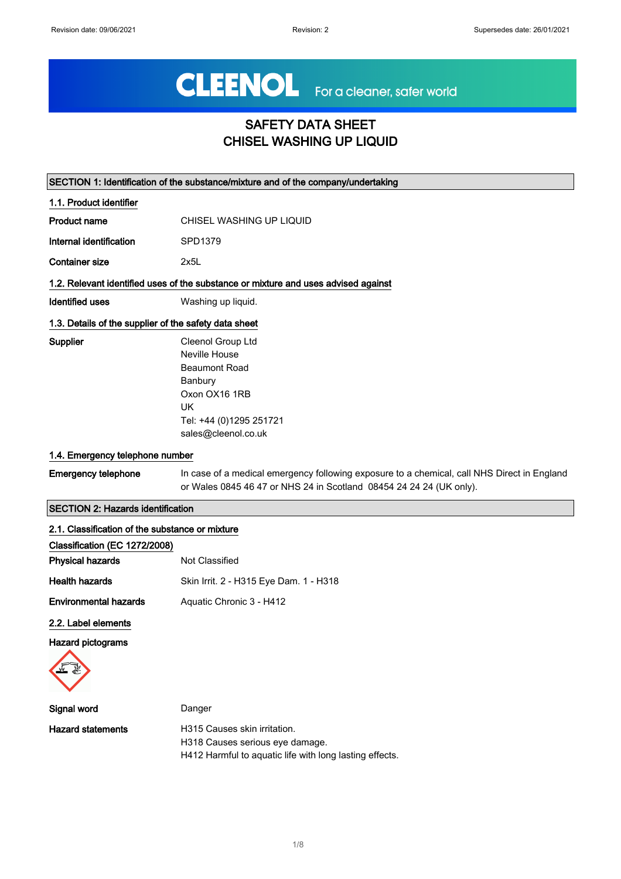CLEENOL For a cleaner, safer world

# SAFETY DATA SHEET
# CHISEL WASHING UP LIQUID

## SECTION 1: Identification of the substance/mixture and of the company/undertaking

### 1.1. Product identifier

| | |
|---|---|
| **Product name** | CHISEL WASHING UP LIQUID |
| **Internal identification** | SPD1379 |
| **Container size** | 2x5L |

### 1.2. Relevant identified uses of the substance or mixture and uses advised against

| | |
|---|---|
| **Identified uses** | Washing up liquid. |

### 1.3. Details of the supplier of the safety data sheet

**Supplier**

Cleenol Group Ltd
Neville House
Beaumont Road
Banbury
Oxon OX16 1RB
UK
Tel: +44 (0)1295 251721
sales@cleenol.co.uk

### 1.4. Emergency telephone number

**Emergency telephone** In case of a medical emergency following exposure to a chemical, call NHS Direct in England or Wales 0845 46 47 or NHS 24 in Scotland 08454 24 24 24 (UK only).

## SECTION 2: Hazards identification

### 2.1. Classification of the substance or mixture

**Classification (EC 1272/2008)**

| | |
|---|---|
| **Physical hazards** | Not Classified |
| **Health hazards** | Skin Irrit. 2 - H315 Eye Dam. 1 - H318 |
| **Environmental hazards** | Aquatic Chronic 3 - H412 |

### 2.2. Label elements

**Hazard pictograms**

**Signal word** Danger

**Hazard statements**

H315 Causes skin irritation.
H318 Causes serious eye damage.
H412 Harmful to aquatic life with long lasting effects.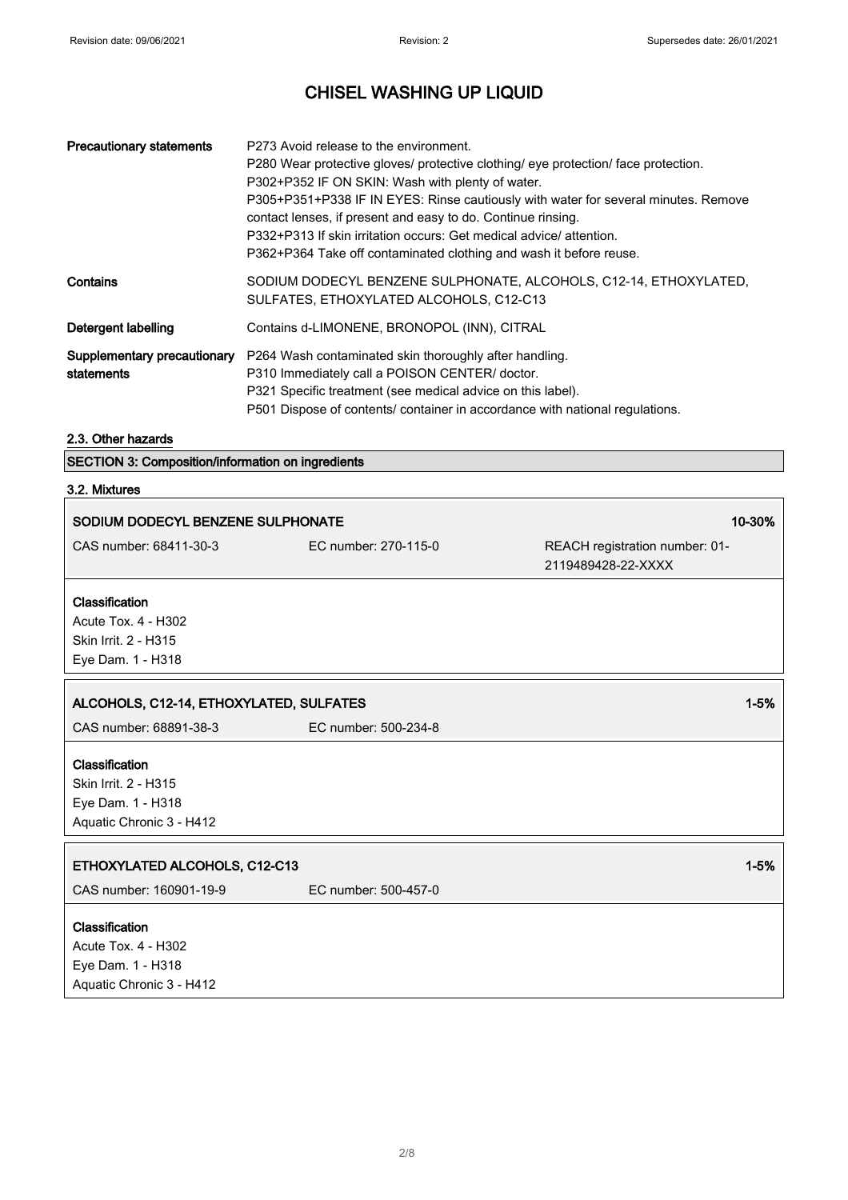# CHISEL WASHING UP LIQUID

| | |
|---|---|
| **Precautionary statements** | P273 Avoid release to the environment.<br>P280 Wear protective gloves/ protective clothing/ eye protection/ face protection.<br>P302+P352 IF ON SKIN: Wash with plenty of water.<br>P305+P351+P338 IF IN EYES: Rinse cautiously with water for several minutes. Remove contact lenses, if present and easy to do. Continue rinsing.<br>P332+P313 If skin irritation occurs: Get medical advice/ attention.<br>P362+P364 Take off contaminated clothing and wash it before reuse. |
| **Contains** | SODIUM DODECYL BENZENE SULPHONATE, ALCOHOLS, C12-14, ETHOXYLATED, SULFATES, ETHOXYLATED ALCOHOLS, C12-C13 |
| **Detergent labelling** | Contains d-LIMONENE, BRONOPOL (INN), CITRAL |
| **Supplementary precautionary statements** | P264 Wash contaminated skin thoroughly after handling.<br>P310 Immediately call a POISON CENTER/ doctor.<br>P321 Specific treatment (see medical advice on this label).<br>P501 Dispose of contents/ container in accordance with national regulations. |

### 2.3. Other hazards

## SECTION 3: Composition/information on ingredients

### 3.2. Mixtures

**SODIUM DODECYL BENZENE SULPHONATE** 10-30%

| CAS number: 68411-30-3 | EC number: 270-115-0 | REACH registration number: 01-2119489428-22-XXXX |
|---|---|---|

**Classification**
Acute Tox. 4 - H302
Skin Irrit. 2 - H315
Eye Dam. 1 - H318

**ALCOHOLS, C12-14, ETHOXYLATED, SULFATES** 1-5%

| CAS number: 68891-38-3 | EC number: 500-234-8 |
|---|---|

**Classification**
Skin Irrit. 2 - H315
Eye Dam. 1 - H318
Aquatic Chronic 3 - H412

**ETHOXYLATED ALCOHOLS, C12-C13** 1-5%

| CAS number: 160901-19-9 | EC number: 500-457-0 |
|---|---|

**Classification**
Acute Tox. 4 - H302
Eye Dam. 1 - H318
Aquatic Chronic 3 - H412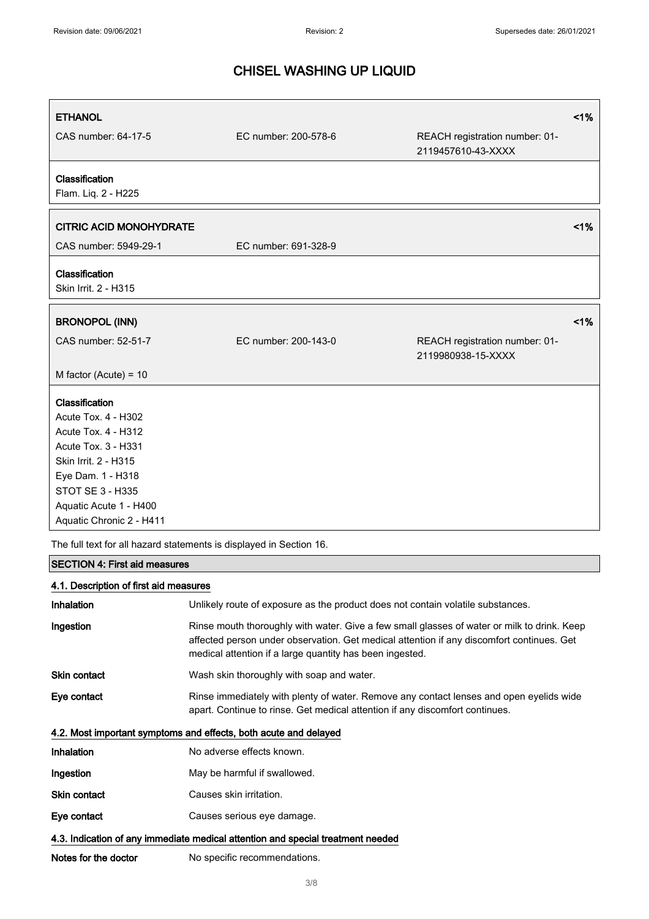**ETHANOL** <1%

CAS number: 64-17-5 | EC number: 200-578-6 | REACH registration number: 01-2119457610-43-XXXX

**Classification**
Flam. Liq. 2 - H225

**CITRIC ACID MONOHYDRATE** <1%

CAS number: 5949-29-1 | EC number: 691-328-9

**Classification**
Skin Irrit. 2 - H315

**BRONOPOL (INN)** <1%

CAS number: 52-51-7 | EC number: 200-143-0 | REACH registration number: 01-2119980938-15-XXXX

M factor (Acute) = 10

**Classification**
Acute Tox. 4 - H302
Acute Tox. 4 - H312
Acute Tox. 3 - H331
Skin Irrit. 2 - H315
Eye Dam. 1 - H318
STOT SE 3 - H335
Aquatic Acute 1 - H400
Aquatic Chronic 2 - H411

The full text for all hazard statements is displayed in Section 16.

## SECTION 4: First aid measures

### 4.1. Description of first aid measures

**Inhalation** Unlikely route of exposure as the product does not contain volatile substances.

**Ingestion** Rinse mouth thoroughly with water. Give a few small glasses of water or milk to drink. Keep affected person under observation. Get medical attention if any discomfort continues. Get medical attention if a large quantity has been ingested.

**Skin contact** Wash skin thoroughly with soap and water.

**Eye contact** Rinse immediately with plenty of water. Remove any contact lenses and open eyelids wide apart. Continue to rinse. Get medical attention if any discomfort continues.

### 4.2. Most important symptoms and effects, both acute and delayed

**Inhalation** No adverse effects known.

**Ingestion** May be harmful if swallowed.

**Skin contact** Causes skin irritation.

**Eye contact** Causes serious eye damage.

### 4.3. Indication of any immediate medical attention and special treatment needed

**Notes for the doctor** No specific recommendations.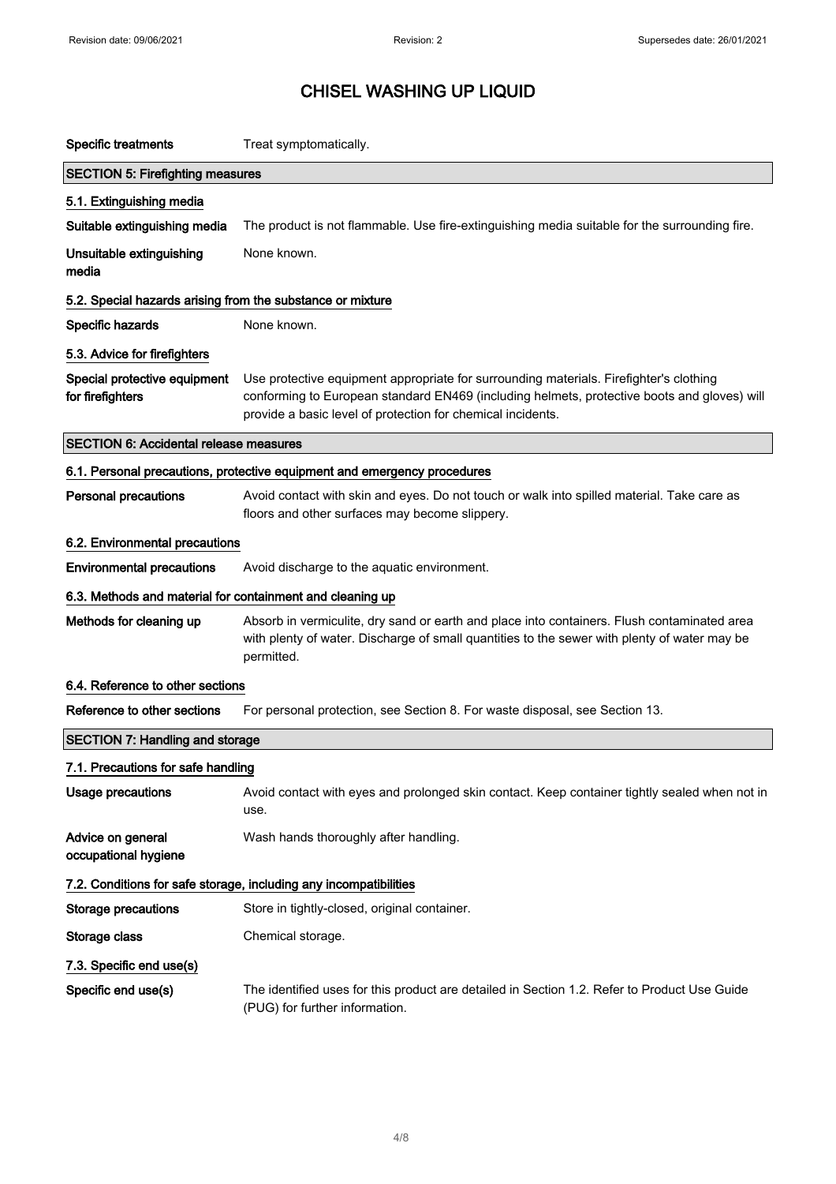# CHISEL WASHING UP LIQUID

**Specific treatments** Treat symptomatically.

## SECTION 5: Firefighting measures

### 5.1. Extinguishing media

**Suitable extinguishing media** The product is not flammable. Use fire-extinguishing media suitable for the surrounding fire.

**Unsuitable extinguishing media** None known.

### 5.2. Special hazards arising from the substance or mixture

**Specific hazards** None known.

### 5.3. Advice for firefighters

**Special protective equipment for firefighters** Use protective equipment appropriate for surrounding materials. Firefighter's clothing conforming to European standard EN469 (including helmets, protective boots and gloves) will provide a basic level of protection for chemical incidents.

## SECTION 6: Accidental release measures

### 6.1. Personal precautions, protective equipment and emergency procedures

**Personal precautions** Avoid contact with skin and eyes. Do not touch or walk into spilled material. Take care as floors and other surfaces may become slippery.

### 6.2. Environmental precautions

**Environmental precautions** Avoid discharge to the aquatic environment.

### 6.3. Methods and material for containment and cleaning up

**Methods for cleaning up** Absorb in vermiculite, dry sand or earth and place into containers. Flush contaminated area with plenty of water. Discharge of small quantities to the sewer with plenty of water may be permitted.

### 6.4. Reference to other sections

**Reference to other sections** For personal protection, see Section 8. For waste disposal, see Section 13.

## SECTION 7: Handling and storage

### 7.1. Precautions for safe handling

**Usage precautions** Avoid contact with eyes and prolonged skin contact. Keep container tightly sealed when not in use.

**Advice on general occupational hygiene** Wash hands thoroughly after handling.

### 7.2. Conditions for safe storage, including any incompatibilities

**Storage precautions** Store in tightly-closed, original container.

**Storage class** Chemical storage.

### 7.3. Specific end use(s)

**Specific end use(s)** The identified uses for this product are detailed in Section 1.2. Refer to Product Use Guide (PUG) for further information.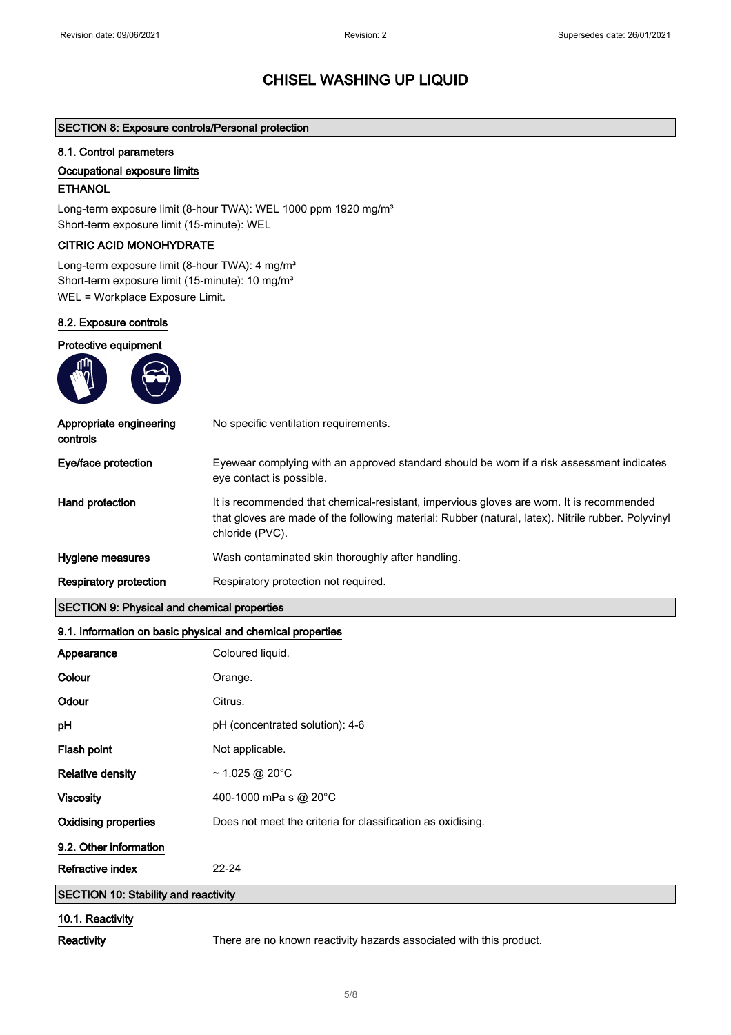# CHISEL WASHING UP LIQUID

## SECTION 8: Exposure controls/Personal protection

### 8.1. Control parameters

#### Occupational exposure limits

**ETHANOL**

Long-term exposure limit (8-hour TWA): WEL 1000 ppm 1920 mg/m³
Short-term exposure limit (15-minute): WEL

**CITRIC ACID MONOHYDRATE**

Long-term exposure limit (8-hour TWA): 4 mg/m³
Short-term exposure limit (15-minute): 10 mg/m³
WEL = Workplace Exposure Limit.

### 8.2. Exposure controls

#### Protective equipment

| | |
|---|---|
| **Appropriate engineering controls** | No specific ventilation requirements. |
| **Eye/face protection** | Eyewear complying with an approved standard should be worn if a risk assessment indicates eye contact is possible. |
| **Hand protection** | It is recommended that chemical-resistant, impervious gloves are worn. It is recommended that gloves are made of the following material: Rubber (natural, latex). Nitrile rubber. Polyvinyl chloride (PVC). |
| **Hygiene measures** | Wash contaminated skin thoroughly after handling. |
| **Respiratory protection** | Respiratory protection not required. |

## SECTION 9: Physical and chemical properties

### 9.1. Information on basic physical and chemical properties

| | |
|---|---|
| **Appearance** | Coloured liquid. |
| **Colour** | Orange. |
| **Odour** | Citrus. |
| **pH** | pH (concentrated solution): 4-6 |
| **Flash point** | Not applicable. |
| **Relative density** | ~ 1.025 @ 20°C |
| **Viscosity** | 400-1000 mPa s @ 20°C |
| **Oxidising properties** | Does not meet the criteria for classification as oxidising. |

### 9.2. Other information

| | |
|---|---|
| **Refractive index** | 22-24 |

## SECTION 10: Stability and reactivity

### 10.1. Reactivity

| | |
|---|---|
| **Reactivity** | There are no known reactivity hazards associated with this product. |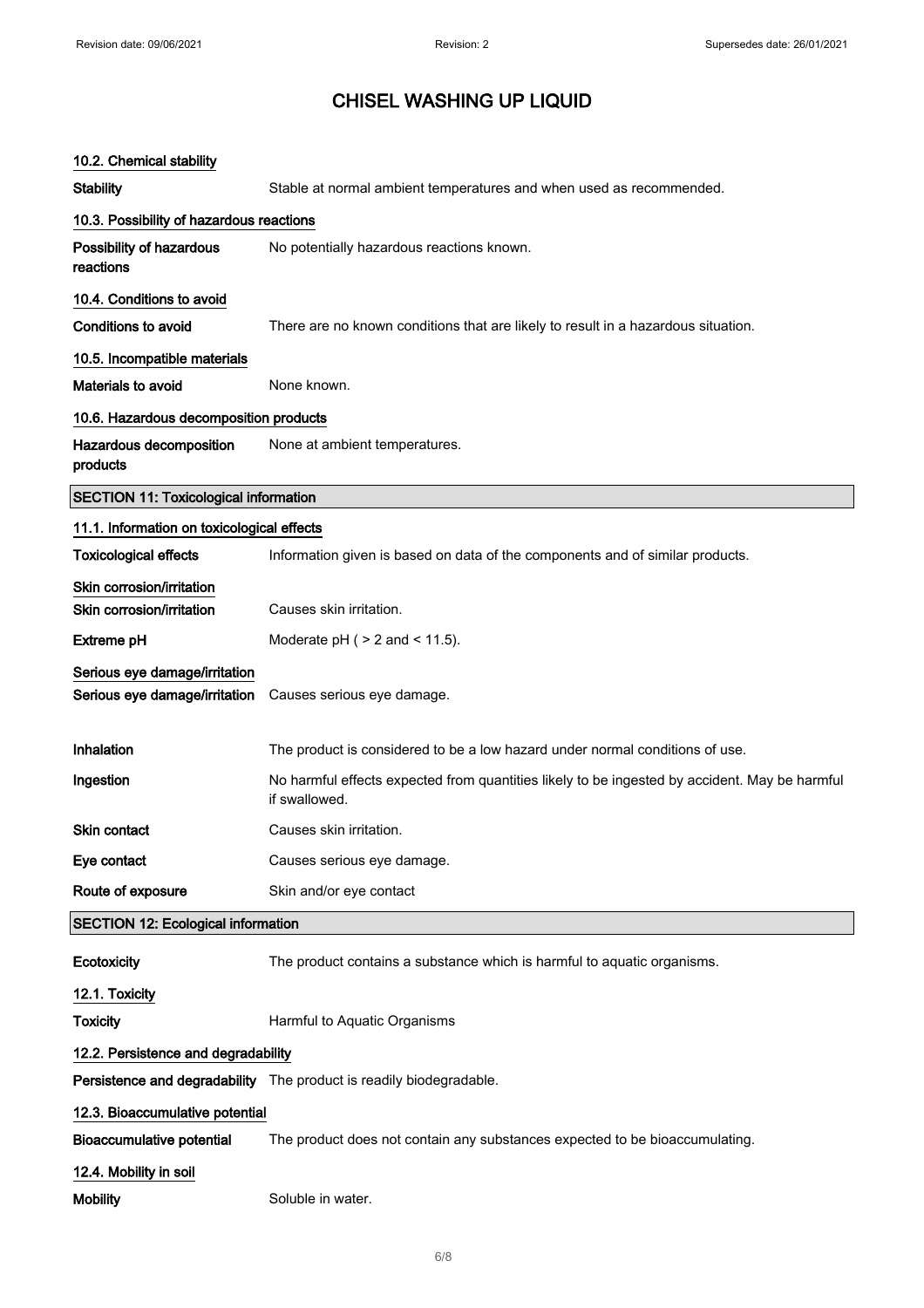# CHISEL WASHING UP LIQUID

### 10.2. Chemical stability

**Stability** Stable at normal ambient temperatures and when used as recommended.

### 10.3. Possibility of hazardous reactions

**Possibility of hazardous reactions** No potentially hazardous reactions known.

### 10.4. Conditions to avoid

**Conditions to avoid** There are no known conditions that are likely to result in a hazardous situation.

### 10.5. Incompatible materials

**Materials to avoid** None known.

### 10.6. Hazardous decomposition products

**Hazardous decomposition products** None at ambient temperatures.

## SECTION 11: Toxicological information

### 11.1. Information on toxicological effects

**Toxicological effects** Information given is based on data of the components and of similar products.

**Skin corrosion/irritation**

**Skin corrosion/irritation** Causes skin irritation.

**Extreme pH** Moderate pH ( > 2 and < 11.5).

**Serious eye damage/irritation**

**Serious eye damage/irritation** Causes serious eye damage.

**Inhalation** The product is considered to be a low hazard under normal conditions of use.

**Ingestion** No harmful effects expected from quantities likely to be ingested by accident. May be harmful if swallowed.

**Skin contact** Causes skin irritation.

**Eye contact** Causes serious eye damage.

**Route of exposure** Skin and/or eye contact

## SECTION 12: Ecological information

**Ecotoxicity** The product contains a substance which is harmful to aquatic organisms.

### 12.1. Toxicity

**Toxicity** Harmful to Aquatic Organisms

### 12.2. Persistence and degradability

**Persistence and degradability** The product is readily biodegradable.

### 12.3. Bioaccumulative potential

**Bioaccumulative potential** The product does not contain any substances expected to be bioaccumulating.

### 12.4. Mobility in soil

**Mobility** Soluble in water.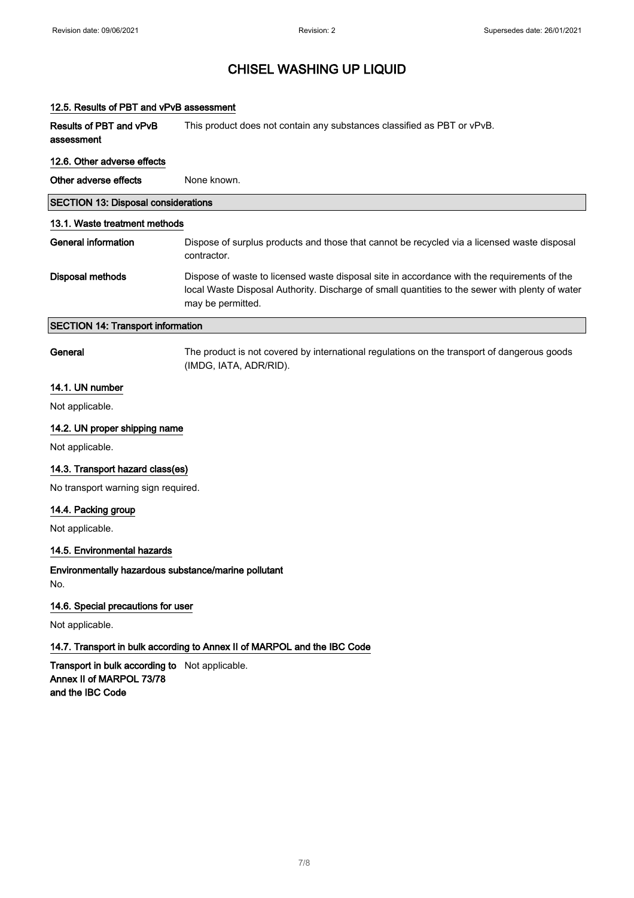# CHISEL WASHING UP LIQUID

### 12.5. Results of PBT and vPvB assessment

**Results of PBT and vPvB assessment** This product does not contain any substances classified as PBT or vPvB.

### 12.6. Other adverse effects

**Other adverse effects** None known.

## SECTION 13: Disposal considerations

### 13.1. Waste treatment methods

**General information** Dispose of surplus products and those that cannot be recycled via a licensed waste disposal contractor.

**Disposal methods** Dispose of waste to licensed waste disposal site in accordance with the requirements of the local Waste Disposal Authority. Discharge of small quantities to the sewer with plenty of water may be permitted.

## SECTION 14: Transport information

**General** The product is not covered by international regulations on the transport of dangerous goods (IMDG, IATA, ADR/RID).

### 14.1. UN number

Not applicable.

### 14.2. UN proper shipping name

Not applicable.

### 14.3. Transport hazard class(es)

No transport warning sign required.

### 14.4. Packing group

Not applicable.

### 14.5. Environmental hazards

**Environmentally hazardous substance/marine pollutant**

No.

### 14.6. Special precautions for user

Not applicable.

### 14.7. Transport in bulk according to Annex II of MARPOL and the IBC Code

**Transport in bulk according to Annex II of MARPOL 73/78 and the IBC Code** Not applicable.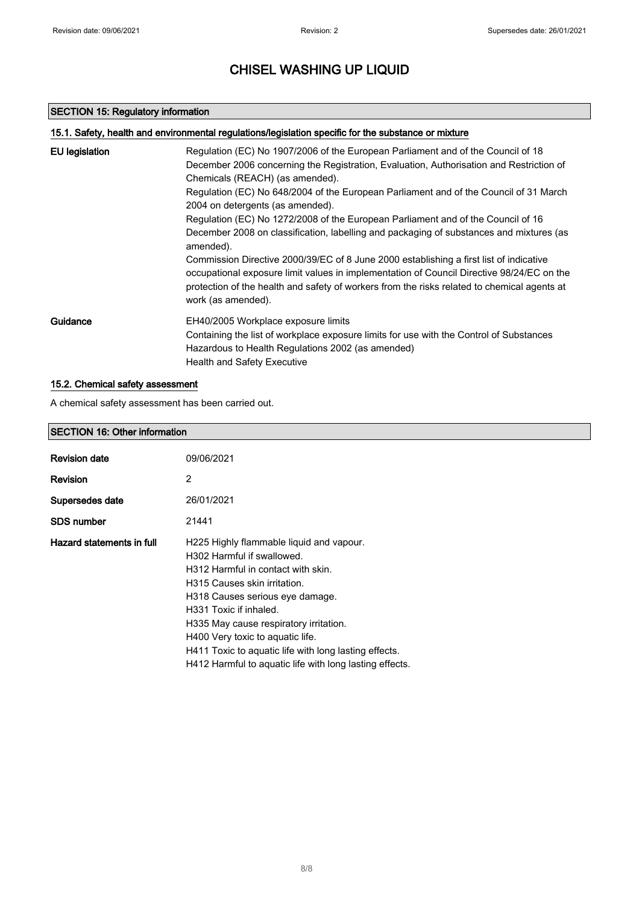# CHISEL WASHING UP LIQUID

## SECTION 15: Regulatory information

### 15.1. Safety, health and environmental regulations/legislation specific for the substance or mixture

**EU legislation**

Regulation (EC) No 1907/2006 of the European Parliament and of the Council of 18 December 2006 concerning the Registration, Evaluation, Authorisation and Restriction of Chemicals (REACH) (as amended).
Regulation (EC) No 648/2004 of the European Parliament and of the Council of 31 March 2004 on detergents (as amended).
Regulation (EC) No 1272/2008 of the European Parliament and of the Council of 16 December 2008 on classification, labelling and packaging of substances and mixtures (as amended).
Commission Directive 2000/39/EC of 8 June 2000 establishing a first list of indicative occupational exposure limit values in implementation of Council Directive 98/24/EC on the protection of the health and safety of workers from the risks related to chemical agents at work (as amended).

**Guidance**

EH40/2005 Workplace exposure limits
Containing the list of workplace exposure limits for use with the Control of Substances Hazardous to Health Regulations 2002 (as amended)
Health and Safety Executive

### 15.2. Chemical safety assessment

A chemical safety assessment has been carried out.

## SECTION 16: Other information

| | |
|---|---|
| **Revision date** | 09/06/2021 |
| **Revision** | 2 |
| **Supersedes date** | 26/01/2021 |
| **SDS number** | 21441 |

**Hazard statements in full**

H225 Highly flammable liquid and vapour.
H302 Harmful if swallowed.
H312 Harmful in contact with skin.
H315 Causes skin irritation.
H318 Causes serious eye damage.
H331 Toxic if inhaled.
H335 May cause respiratory irritation.
H400 Very toxic to aquatic life.
H411 Toxic to aquatic life with long lasting effects.
H412 Harmful to aquatic life with long lasting effects.